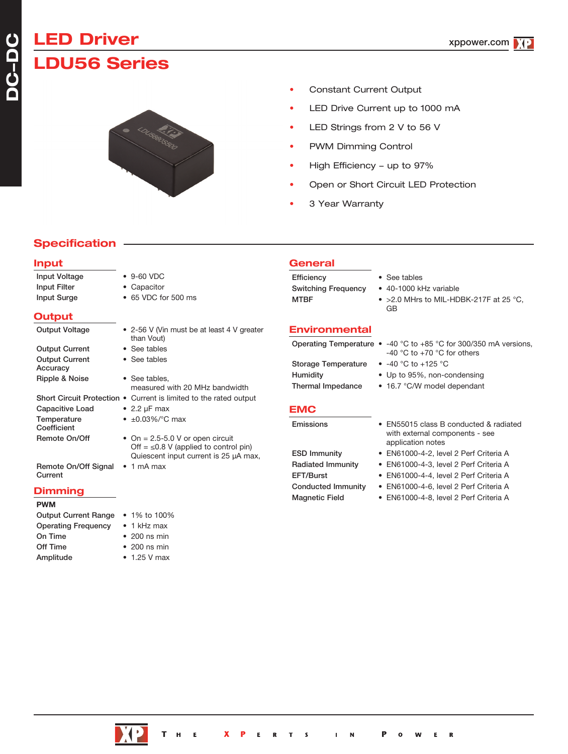# LED Driver

# LDU56 Series

- Constant Current Output
- LED Drive Current up to 1000 mA
- LED Strings from 2 V to 56 V
- PWM Dimming Control
- High Efficiency – up to 97%
- Open or Short Circuit LED Protection
- 3 Year Warranty

## Specification

### Input

| | |
|---|---|
| Input Voltage | • 9-60 VDC |
| Input Filter | • Capacitor |
| Input Surge | • 65 VDC for 500 ms |

### Output

| | |
|---|---|
| Output Voltage | • 2-56 V (Vin must be at least 4 V greater than Vout) |
| Output Current | • See tables |
| Output Current Accuracy | • See tables |
| Ripple & Noise | • See tables, measured with 20 MHz bandwidth |
| Short Circuit Protection | • Current is limited to the rated output |
| Capacitive Load | • 2.2 µF max |
| Temperature Coefficient | • ±0.03%/°C max |
| Remote On/Off | • On = 2.5-5.0 V or open circuit<br>Off = ≤0.8 V (applied to control pin)<br>Quiescent input current is 25 µA max, |
| Remote On/Off Signal Current | • 1 mA max |

### Dimming

**PWM**

| | |
|---|---|
| Output Current Range | • 1% to 100% |
| Operating Frequency | • 1 kHz max |
| On Time | • 200 ns min |
| Off Time | • 200 ns min |
| Amplitude | • 1.25 V max |

### General

| | |
|---|---|
| Efficiency | • See tables |
| Switching Frequency | • 40-1000 kHz variable |
| MTBF | • >2.0 MHrs to MIL-HDBK-217F at 25 °C, GB |

### Environmental

| | |
|---|---|
| Operating Temperature | • -40 °C to +85 °C for 300/350 mA versions, -40 °C to +70 °C for others |
| Storage Temperature | • -40 °C to +125 °C |
| Humidity | • Up to 95%, non-condensing |
| Thermal Impedance | • 16.7 °C/W model dependant |

### EMC

| | |
|---|---|
| Emissions | • EN55015 class B conducted & radiated with external components - see application notes |
| ESD Immunity | • EN61000-4-2, level 2 Perf Criteria A |
| Radiated Immunity | • EN61000-4-3, level 2 Perf Criteria A |
| EFT/Burst | • EN61000-4-4, level 2 Perf Criteria A |
| Conducted Immunity | • EN61000-4-6, level 2 Perf Criteria A |
| Magnetic Field | • EN61000-4-8, level 2 Perf Criteria A |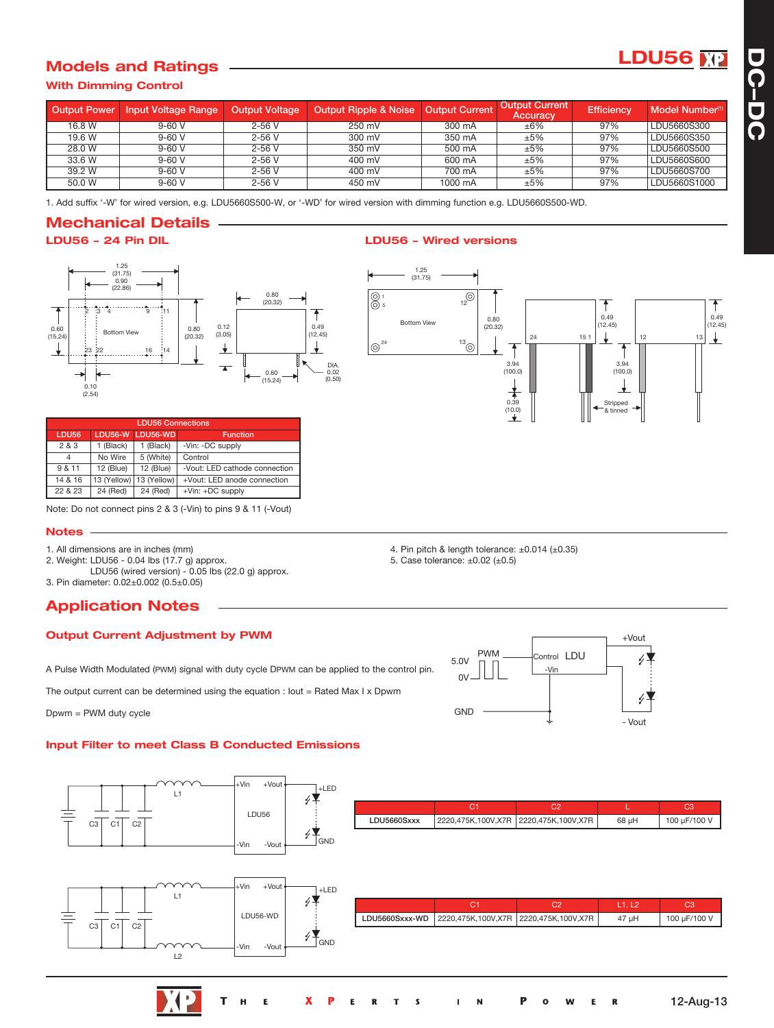## Models and Ratings

### With Dimming Control

| Output Power | Input Voltage Range | Output Voltage | Output Ripple & Noise | Output Current | Output Current Accuracy | Efficiency | Model Number[(1)] |
|---|---|---|---|---|---|---|---|
| 16.8 W | 9-60 V | 2-56 V | 250 mV | 300 mA | ±6% | 97% | LDU5660S300 |
| 19.6 W | 9-60 V | 2-56 V | 300 mV | 350 mA | ±5% | 97% | LDU5660S350 |
| 28.0 W | 9-60 V | 2-56 V | 350 mV | 500 mA | ±5% | 97% | LDU5660S500 |
| 33.6 W | 9-60 V | 2-56 V | 400 mV | 600 mA | ±5% | 97% | LDU5660S600 |
| 39.2 W | 9-60 V | 2-56 V | 400 mV | 700 mA | ±5% | 97% | LDU5660S700 |
| 50.0 W | 9-60 V | 2-56 V | 450 mV | 1000 mA | ±5% | 97% | LDU5660S1000 |

1. Add suffix '-W' for wired version, e.g. LDU5660S500-W, or '-WD' for wired version with dimming function e.g. LDU5660S500-WD.

## Mechanical Details

### LDU56 - 24 Pin DIL

1.25 (31.75)
0.90 (22.86)
2 3 4 9 11
0.60 (15.24)
Bottom View
23 22 16 14
0.80 (20.32)
0.10 (2.54)
0.80 (20.32)
0.12 (3.05)
0.49 (12.45)
0.60 (15.24)
DIA. 0.02 (0.50)

### LDU56 - Wired versions

1.25 (31.75)
1 5 12
Bottom View
24 13
0.80 (20.32)
0.49 (12.45)
24 15 1
12 13
3.94 (100.0)
0.39 (10.0)
Stripped & tinned

| LDU56 Connections | | | |
|---|---|---|---|
| LDU56 | LDU56-W | LDU56-WD | Function |
| 2 & 3 | 1 (Black) | 1 (Black) | -Vin: -DC supply |
| 4 | No Wire | 5 (White) | Control |
| 9 & 11 | 12 (Blue) | 12 (Blue) | -Vout: LED cathode connection |
| 14 & 16 | 13 (Yellow) | 13 (Yellow) | +Vout: LED anode connection |
| 22 & 23 | 24 (Red) | 24 (Red) | +Vin: +DC supply |

Note: Do not connect pins 2 & 3 (-Vin) to pins 9 & 11 (-Vout)

### Notes

1. All dimensions are in inches (mm)
2. Weight: LDU56 - 0.04 lbs (17.7 g) approx.
   LDU56 (wired version) - 0.05 lbs (22.0 g) approx.
3. Pin diameter: 0.02±0.002 (0.5±0.05)
4. Pin pitch & length tolerance: ±0.014 (±0.35)
5. Case tolerance: ±0.02 (±0.5)

## Application Notes

### Output Current Adjustment by PWM

A Pulse Width Modulated (PWM) signal with duty cycle DPWM can be applied to the control pin.

The output current can be determined using the equation : Iout = Rated Max I x Dpwm

Dpwm = PWM duty cycle

5.0V
0V
PWM
GND
Control LDU
-Vin
+Vout
- Vout

### Input Filter to meet Class B Conducted Emissions

L1
C3 C1 C2
+Vin +Vout
LDU56
-Vin -Vout
+LED
GND

| | C1 | C2 | L | C3 |
|---|---|---|---|---|
| LDU5660Sxxx | 2220,475K,100V,X7R | 2220,475K,100V,X7R | 68 µH | 100 µF/100 V |

L1
L2
C3 C1 C2
+Vin +Vout
LDU56-WD
-Vin -Vout
+LED
GND

| | C1 | C2 | L1, L2 | C3 |
|---|---|---|---|---|
| LDU5660Sxxx-WD | 2220,475K,100V,X7R | 2220,475K,100V,X7R | 47 µH | 100 µF/100 V |